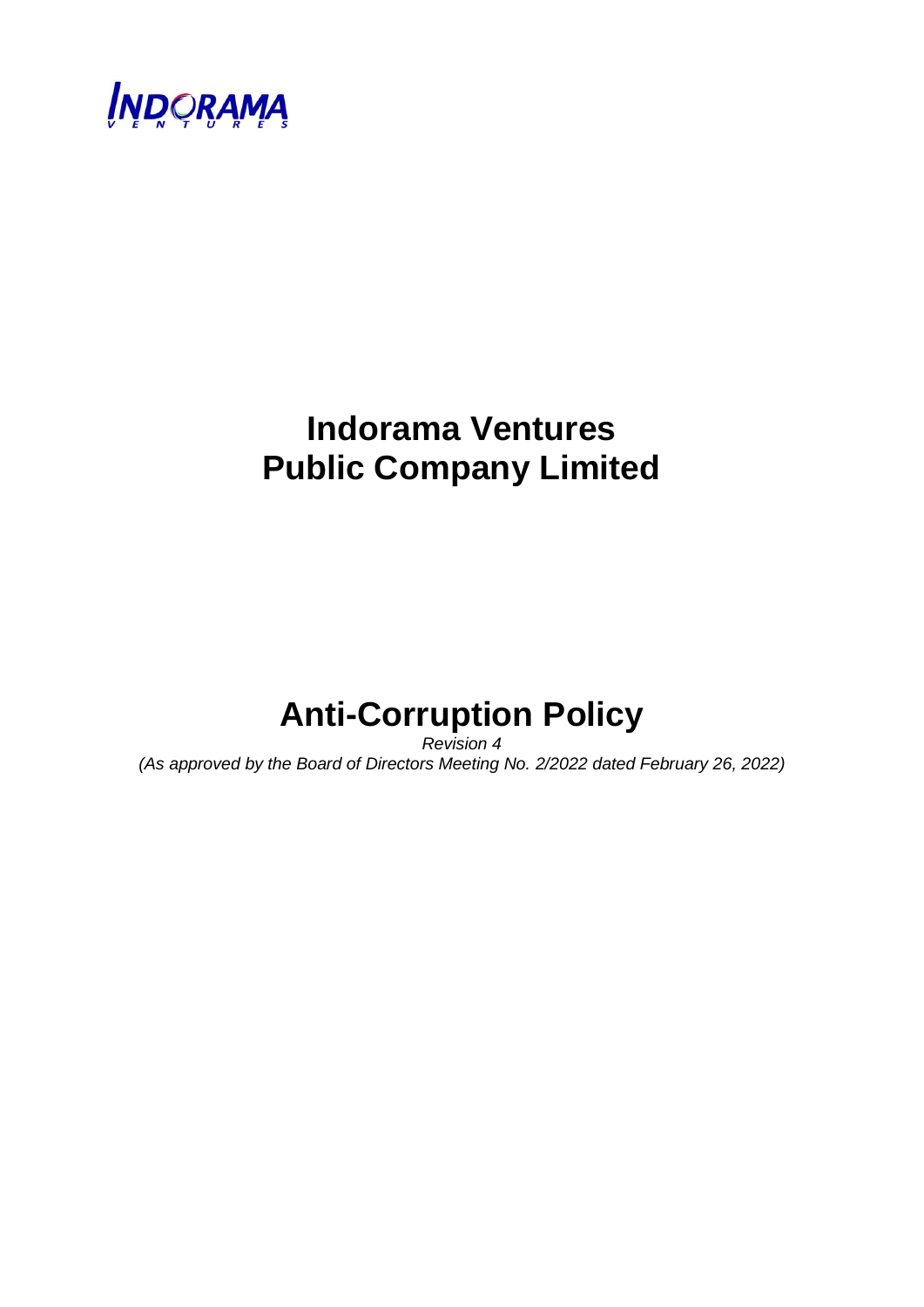# Indorama Ventures Public Company Limited

# Anti-Corruption Policy

*Revision 4*

*(As approved by the Board of Directors Meeting No. 2/2022 dated February 26, 2022)*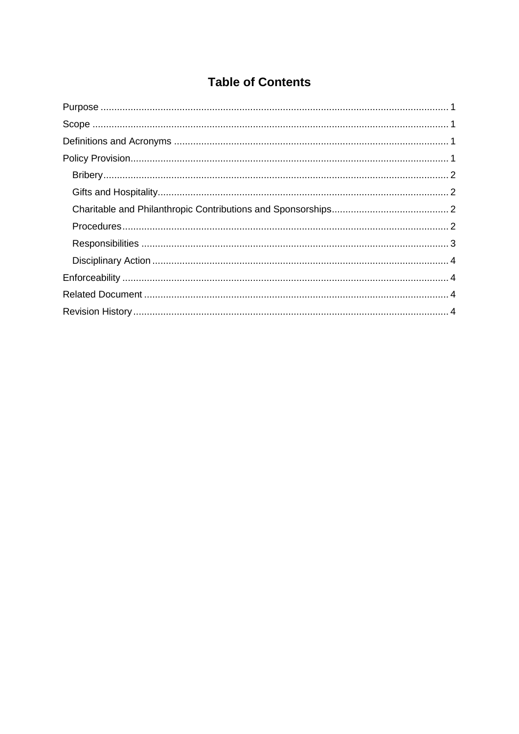# Table of Contents

Purpose ........................................................................................................................... 1

Scope ............................................................................................................................. 1

Definitions and Acronyms ............................................................................................. 1

Policy Provision ............................................................................................................. 1

- Bribery ........................................................................................................................ 2
- Gifts and Hospitality .................................................................................................... 2
- Charitable and Philanthropic Contributions and Sponsorships .................................. 2
- Procedures .................................................................................................................. 2
- Responsibilities ........................................................................................................... 3
- Disciplinary Action ...................................................................................................... 4

Enforceability ................................................................................................................. 4

Related Document ......................................................................................................... 4

Revision History ............................................................................................................. 4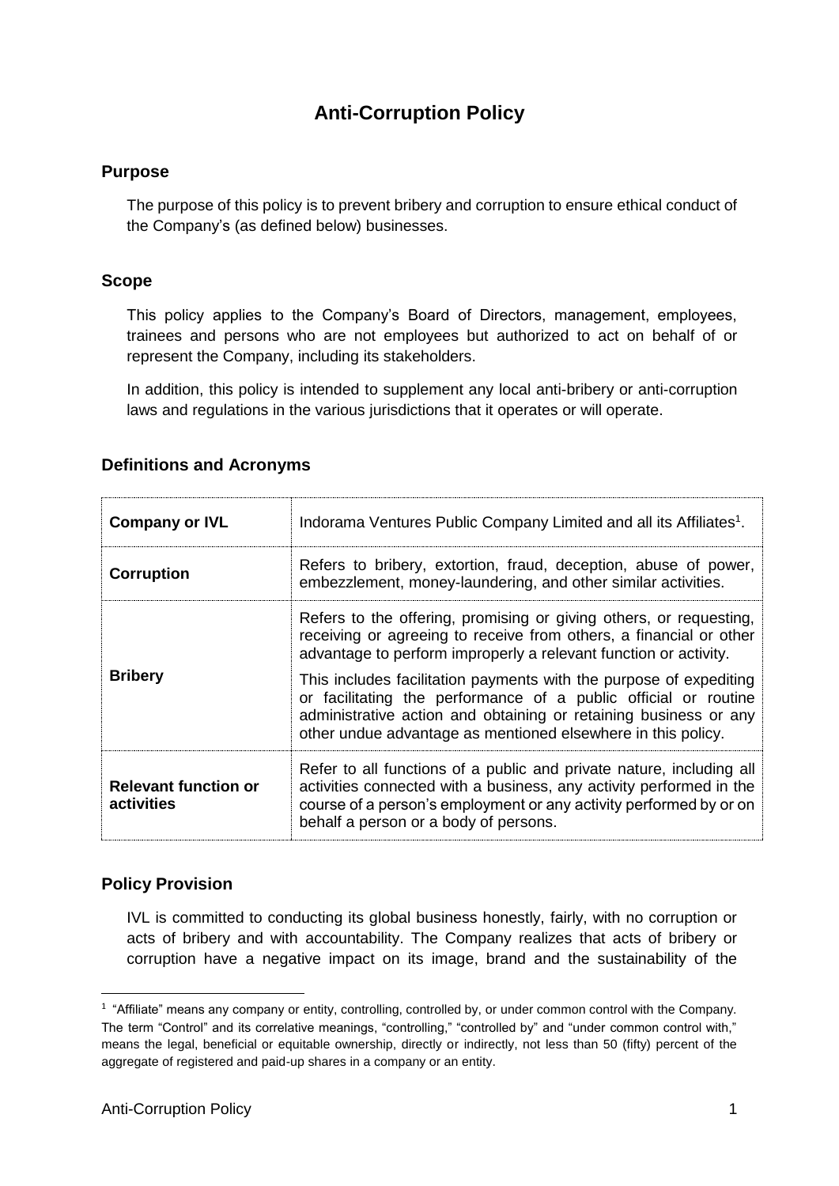# Anti-Corruption Policy

## Purpose

The purpose of this policy is to prevent bribery and corruption to ensure ethical conduct of the Company's (as defined below) businesses.

## Scope

This policy applies to the Company's Board of Directors, management, employees, trainees and persons who are not employees but authorized to act on behalf of or represent the Company, including its stakeholders.

In addition, this policy is intended to supplement any local anti-bribery or anti-corruption laws and regulations in the various jurisdictions that it operates or will operate.

## Definitions and Acronyms

| | |
|---|---|
| **Company or IVL** | Indorama Ventures Public Company Limited and all its Affiliates[1]. |
| **Corruption** | Refers to bribery, extortion, fraud, deception, abuse of power, embezzlement, money-laundering, and other similar activities. |
| **Bribery** | Refers to the offering, promising or giving others, or requesting, receiving or agreeing to receive from others, a financial or other advantage to perform improperly a relevant function or activity.<br><br>This includes facilitation payments with the purpose of expediting or facilitating the performance of a public official or routine administrative action and obtaining or retaining business or any other undue advantage as mentioned elsewhere in this policy. |
| **Relevant function or activities** | Refer to all functions of a public and private nature, including all activities connected with a business, any activity performed in the course of a person's employment or any activity performed by or on behalf a person or a body of persons. |

## Policy Provision

IVL is committed to conducting its global business honestly, fairly, with no corruption or acts of bribery and with accountability. The Company realizes that acts of bribery or corruption have a negative impact on its image, brand and the sustainability of the

[1] "Affiliate" means any company or entity, controlling, controlled by, or under common control with the Company. The term "Control" and its correlative meanings, "controlling," "controlled by" and "under common control with," means the legal, beneficial or equitable ownership, directly or indirectly, not less than 50 (fifty) percent of the aggregate of registered and paid-up shares in a company or an entity.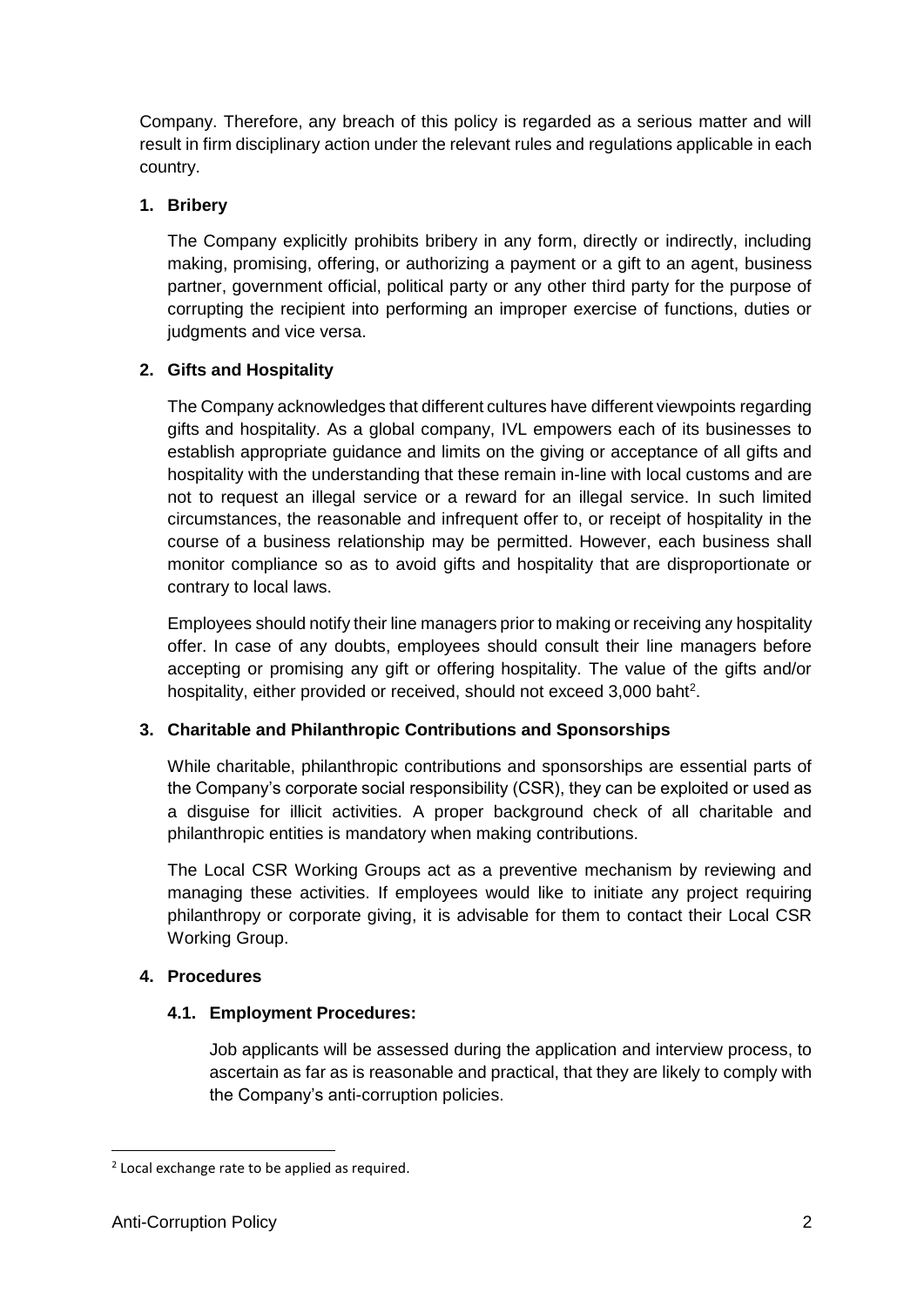Company. Therefore, any breach of this policy is regarded as a serious matter and will result in firm disciplinary action under the relevant rules and regulations applicable in each country.

## 1. Bribery

The Company explicitly prohibits bribery in any form, directly or indirectly, including making, promising, offering, or authorizing a payment or a gift to an agent, business partner, government official, political party or any other third party for the purpose of corrupting the recipient into performing an improper exercise of functions, duties or judgments and vice versa.

## 2. Gifts and Hospitality

The Company acknowledges that different cultures have different viewpoints regarding gifts and hospitality. As a global company, IVL empowers each of its businesses to establish appropriate guidance and limits on the giving or acceptance of all gifts and hospitality with the understanding that these remain in-line with local customs and are not to request an illegal service or a reward for an illegal service. In such limited circumstances, the reasonable and infrequent offer to, or receipt of hospitality in the course of a business relationship may be permitted. However, each business shall monitor compliance so as to avoid gifts and hospitality that are disproportionate or contrary to local laws.

Employees should notify their line managers prior to making or receiving any hospitality offer. In case of any doubts, employees should consult their line managers before accepting or promising any gift or offering hospitality. The value of the gifts and/or hospitality, either provided or received, should not exceed 3,000 baht[2].

## 3. Charitable and Philanthropic Contributions and Sponsorships

While charitable, philanthropic contributions and sponsorships are essential parts of the Company's corporate social responsibility (CSR), they can be exploited or used as a disguise for illicit activities. A proper background check of all charitable and philanthropic entities is mandatory when making contributions.

The Local CSR Working Groups act as a preventive mechanism by reviewing and managing these activities. If employees would like to initiate any project requiring philanthropy or corporate giving, it is advisable for them to contact their Local CSR Working Group.

## 4. Procedures

### 4.1. Employment Procedures:

Job applicants will be assessed during the application and interview process, to ascertain as far as is reasonable and practical, that they are likely to comply with the Company's anti-corruption policies.

---

[2] Local exchange rate to be applied as required.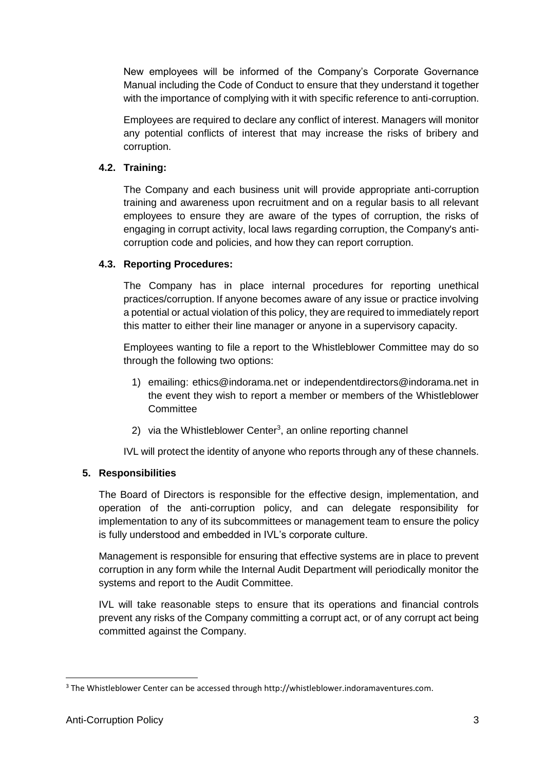New employees will be informed of the Company's Corporate Governance Manual including the Code of Conduct to ensure that they understand it together with the importance of complying with it with specific reference to anti-corruption.

Employees are required to declare any conflict of interest. Managers will monitor any potential conflicts of interest that may increase the risks of bribery and corruption.

### 4.2. Training:

The Company and each business unit will provide appropriate anti-corruption training and awareness upon recruitment and on a regular basis to all relevant employees to ensure they are aware of the types of corruption, the risks of engaging in corrupt activity, local laws regarding corruption, the Company's anti-corruption code and policies, and how they can report corruption.

### 4.3. Reporting Procedures:

The Company has in place internal procedures for reporting unethical practices/corruption. If anyone becomes aware of any issue or practice involving a potential or actual violation of this policy, they are required to immediately report this matter to either their line manager or anyone in a supervisory capacity.

Employees wanting to file a report to the Whistleblower Committee may do so through the following two options:

1) emailing: ethics@indorama.net or independentdirectors@indorama.net in the event they wish to report a member or members of the Whistleblower Committee
2) via the Whistleblower Center[3], an online reporting channel

IVL will protect the identity of anyone who reports through any of these channels.

## 5. Responsibilities

The Board of Directors is responsible for the effective design, implementation, and operation of the anti-corruption policy, and can delegate responsibility for implementation to any of its subcommittees or management team to ensure the policy is fully understood and embedded in IVL's corporate culture.

Management is responsible for ensuring that effective systems are in place to prevent corruption in any form while the Internal Audit Department will periodically monitor the systems and report to the Audit Committee.

IVL will take reasonable steps to ensure that its operations and financial controls prevent any risks of the Company committing a corrupt act, or of any corrupt act being committed against the Company.

[3] The Whistleblower Center can be accessed through http://whistleblower.indoramaventures.com.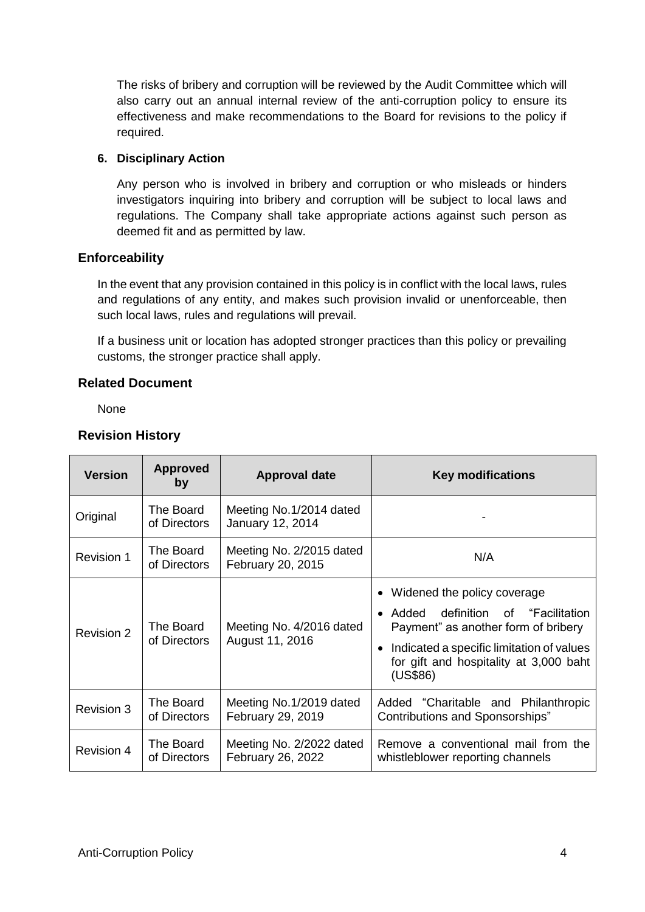The risks of bribery and corruption will be reviewed by the Audit Committee which will also carry out an annual internal review of the anti-corruption policy to ensure its effectiveness and make recommendations to the Board for revisions to the policy if required.

**6. Disciplinary Action**

Any person who is involved in bribery and corruption or who misleads or hinders investigators inquiring into bribery and corruption will be subject to local laws and regulations. The Company shall take appropriate actions against such person as deemed fit and as permitted by law.

## Enforceability

In the event that any provision contained in this policy is in conflict with the local laws, rules and regulations of any entity, and makes such provision invalid or unenforceable, then such local laws, rules and regulations will prevail.

If a business unit or location has adopted stronger practices than this policy or prevailing customs, the stronger practice shall apply.

## Related Document

None

## Revision History

| Version | Approved by | Approval date | Key modifications |
| --- | --- | --- | --- |
| Original | The Board of Directors | Meeting No.1/2014 dated January 12, 2014 | - |
| Revision 1 | The Board of Directors | Meeting No. 2/2015 dated February 20, 2015 | N/A |
| Revision 2 | The Board of Directors | Meeting No. 4/2016 dated August 11, 2016 | • Widened the policy coverage<br>• Added definition of "Facilitation Payment" as another form of bribery<br>• Indicated a specific limitation of values for gift and hospitality at 3,000 baht (US$86) |
| Revision 3 | The Board of Directors | Meeting No.1/2019 dated February 29, 2019 | Added "Charitable and Philanthropic Contributions and Sponsorships" |
| Revision 4 | The Board of Directors | Meeting No. 2/2022 dated February 26, 2022 | Remove a conventional mail from the whistleblower reporting channels |